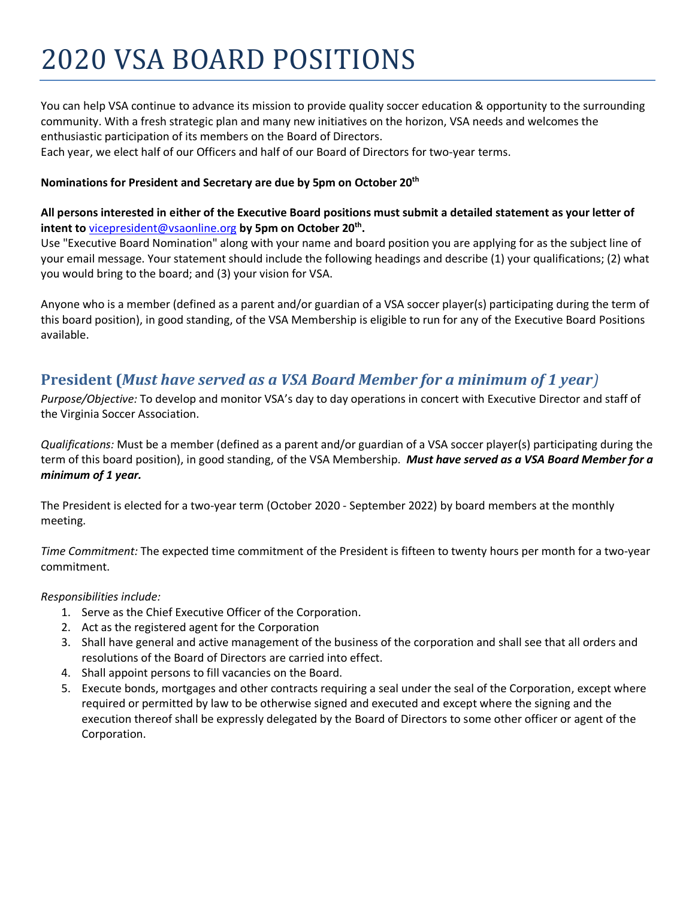# 2020 VSA BOARD POSITIONS

You can help VSA continue to advance its mission to provide quality soccer education & opportunity to the surrounding community. With a fresh strategic plan and many new initiatives on the horizon, VSA needs and welcomes the enthusiastic participation of its members on the Board of Directors.
Each year, we elect half of our Officers and half of our Board of Directors for two-year terms.

**Nominations for President and Secretary are due by 5pm on October 20th**

**All persons interested in either of the Executive Board positions must submit a detailed statement as your letter of intent to** vicepresident@vsaonline.org **by 5pm on October 20th.**
Use "Executive Board Nomination" along with your name and board position you are applying for as the subject line of your email message. Your statement should include the following headings and describe (1) your qualifications; (2) what you would bring to the board; and (3) your vision for VSA.

Anyone who is a member (defined as a parent and/or guardian of a VSA soccer player(s) participating during the term of this board position), in good standing, of the VSA Membership is eligible to run for any of the Executive Board Positions available.

## President (*Must have served as a VSA Board Member for a minimum of 1 year*)

*Purpose/Objective:* To develop and monitor VSA's day to day operations in concert with Executive Director and staff of the Virginia Soccer Association.

*Qualifications:* Must be a member (defined as a parent and/or guardian of a VSA soccer player(s) participating during the term of this board position), in good standing, of the VSA Membership. ***Must have served as a VSA Board Member for a minimum of 1 year.***

The President is elected for a two-year term (October 2020 - September 2022) by board members at the monthly meeting.

*Time Commitment:* The expected time commitment of the President is fifteen to twenty hours per month for a two-year commitment.

*Responsibilities include:*

1. Serve as the Chief Executive Officer of the Corporation.
2. Act as the registered agent for the Corporation
3. Shall have general and active management of the business of the corporation and shall see that all orders and resolutions of the Board of Directors are carried into effect.
4. Shall appoint persons to fill vacancies on the Board.
5. Execute bonds, mortgages and other contracts requiring a seal under the seal of the Corporation, except where required or permitted by law to be otherwise signed and executed and except where the signing and the execution thereof shall be expressly delegated by the Board of Directors to some other officer or agent of the Corporation.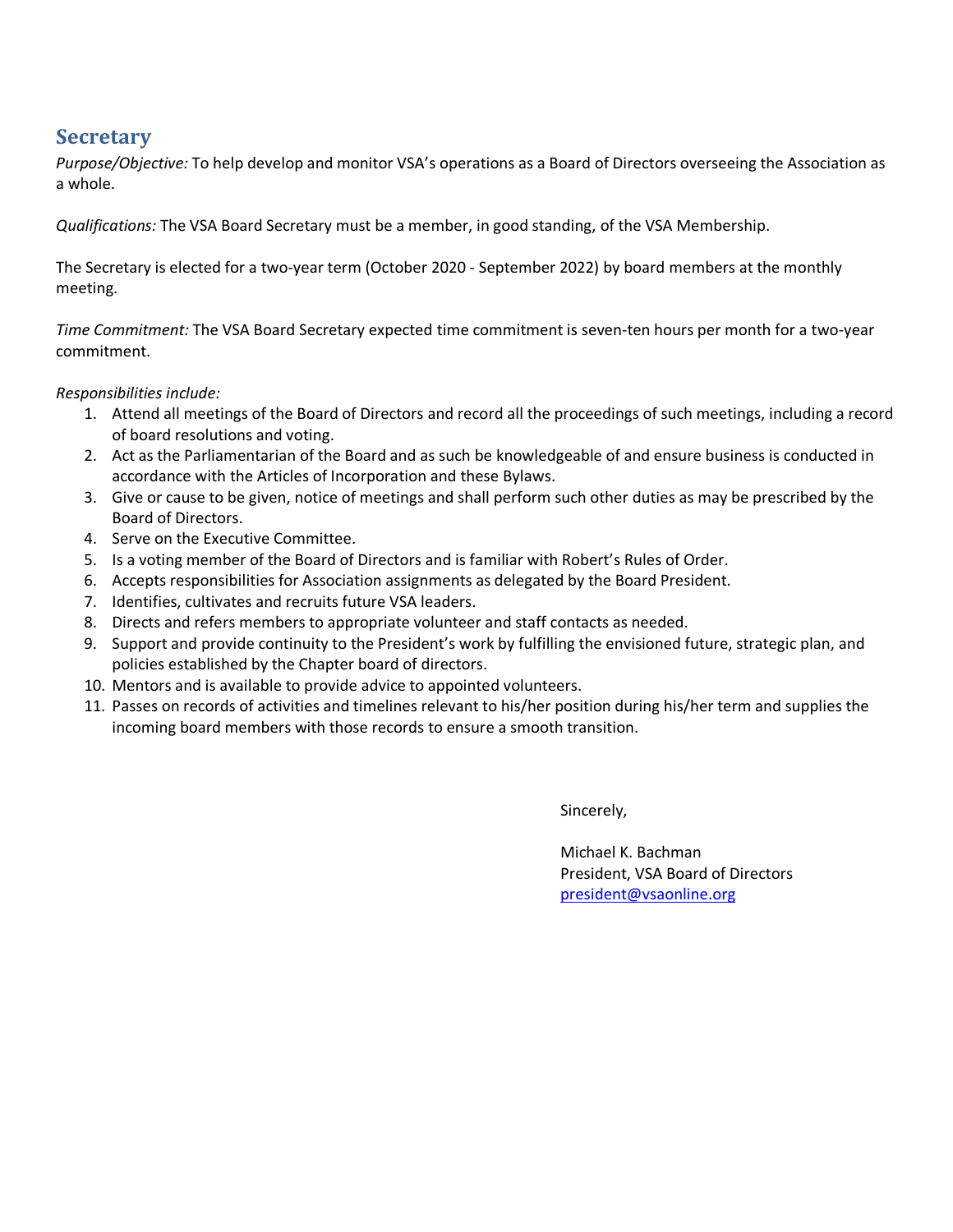## Secretary

*Purpose/Objective:* To help develop and monitor VSA's operations as a Board of Directors overseeing the Association as a whole.

*Qualifications:* The VSA Board Secretary must be a member, in good standing, of the VSA Membership.

The Secretary is elected for a two-year term (October 2020 - September 2022) by board members at the monthly meeting.

*Time Commitment:* The VSA Board Secretary expected time commitment is seven-ten hours per month for a two-year commitment.

*Responsibilities include:*

1. Attend all meetings of the Board of Directors and record all the proceedings of such meetings, including a record of board resolutions and voting.
2. Act as the Parliamentarian of the Board and as such be knowledgeable of and ensure business is conducted in accordance with the Articles of Incorporation and these Bylaws.
3. Give or cause to be given, notice of meetings and shall perform such other duties as may be prescribed by the Board of Directors.
4. Serve on the Executive Committee.
5. Is a voting member of the Board of Directors and is familiar with Robert's Rules of Order.
6. Accepts responsibilities for Association assignments as delegated by the Board President.
7. Identifies, cultivates and recruits future VSA leaders.
8. Directs and refers members to appropriate volunteer and staff contacts as needed.
9. Support and provide continuity to the President's work by fulfilling the envisioned future, strategic plan, and policies established by the Chapter board of directors.
10. Mentors and is available to provide advice to appointed volunteers.
11. Passes on records of activities and timelines relevant to his/her position during his/her term and supplies the incoming board members with those records to ensure a smooth transition.

Sincerely,

Michael K. Bachman
President, VSA Board of Directors
president@vsaonline.org